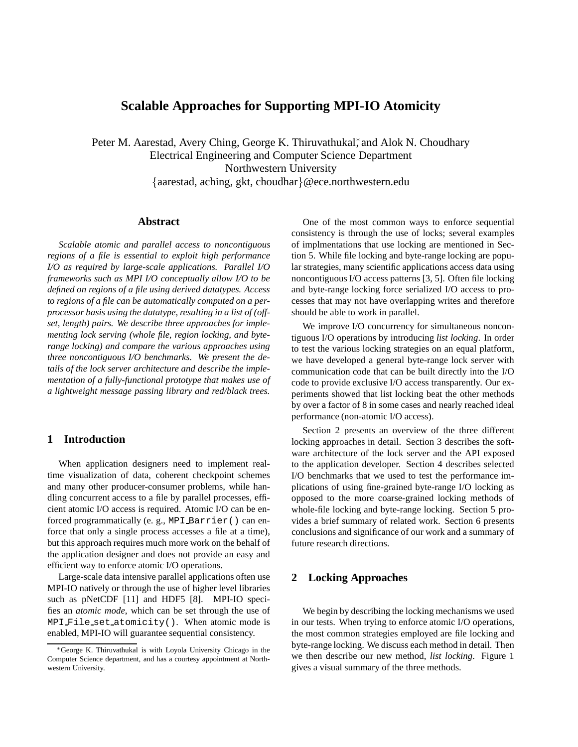# Scalable Approaches for Supporting MPI-IO Atomicity

Peter M. Aarestad, Avery Ching, George K. Thiruvathukal,* and Alok N. Choudhary
Electrical Engineering and Computer Science Department
Northwestern University
{aarestad, aching, gkt, choudhar}@ece.northwestern.edu

## Abstract

*Scalable atomic and parallel access to noncontiguous regions of a file is essential to exploit high performance I/O as required by large-scale applications. Parallel I/O frameworks such as MPI I/O conceptually allow I/O to be defined on regions of a file using derived datatypes. Access to regions of a file can be automatically computed on a per-processor basis using the datatype, resulting in a list of (offset, length) pairs. We describe three approaches for implementing lock serving (whole file, region locking, and byte-range locking) and compare the various approaches using three noncontiguous I/O benchmarks. We present the details of the lock server architecture and describe the implementation of a fully-functional prototype that makes use of a lightweight message passing library and red/black trees.*

## 1 Introduction

When application designers need to implement real-time visualization of data, coherent checkpoint schemes and many other producer-consumer problems, while handling concurrent access to a file by parallel processes, efficient atomic I/O access is required. Atomic I/O can be enforced programmatically (e. g., `MPI_Barrier()` can enforce that only a single process accesses a file at a time), but this approach requires much more work on the behalf of the application designer and does not provide an easy and efficient way to enforce atomic I/O operations.

Large-scale data intensive parallel applications often use MPI-IO natively or through the use of higher level libraries such as pNetCDF [11] and HDF5 [8]. MPI-IO specifies an *atomic mode*, which can be set through the use of `MPI_File_set_atomicity()`. When atomic mode is enabled, MPI-IO will guarantee sequential consistency.

One of the most common ways to enforce sequential consistency is through the use of locks; several examples of implmentations that use locking are mentioned in Section 5. While file locking and byte-range locking are popular strategies, many scientific applications access data using noncontiguous I/O access patterns [3, 5]. Often file locking and byte-range locking force serialized I/O access to processes that may not have overlapping writes and therefore should be able to work in parallel.

We improve I/O concurrency for simultaneous noncontiguous I/O operations by introducing *list locking*. In order to test the various locking strategies on an equal platform, we have developed a general byte-range lock server with communication code that can be built directly into the I/O code to provide exclusive I/O access transparently. Our experiments showed that list locking beat the other methods by over a factor of 8 in some cases and nearly reached ideal performance (non-atomic I/O access).

Section 2 presents an overview of the three different locking approaches in detail. Section 3 describes the software architecture of the lock server and the API exposed to the application developer. Section 4 describes selected I/O benchmarks that we used to test the performance implications of using fine-grained byte-range I/O locking as opposed to the more coarse-grained locking methods of whole-file locking and byte-range locking. Section 5 provides a brief summary of related work. Section 6 presents conclusions and significance of our work and a summary of future research directions.

## 2 Locking Approaches

We begin by describing the locking mechanisms we used in our tests. When trying to enforce atomic I/O operations, the most common strategies employed are file locking and byte-range locking. We discuss each method in detail. Then we then describe our new method, *list locking*. Figure 1 gives a visual summary of the three methods.

*George K. Thiruvathukal is with Loyola University Chicago in the Computer Science department, and has a courtesy appointment at Northwestern University.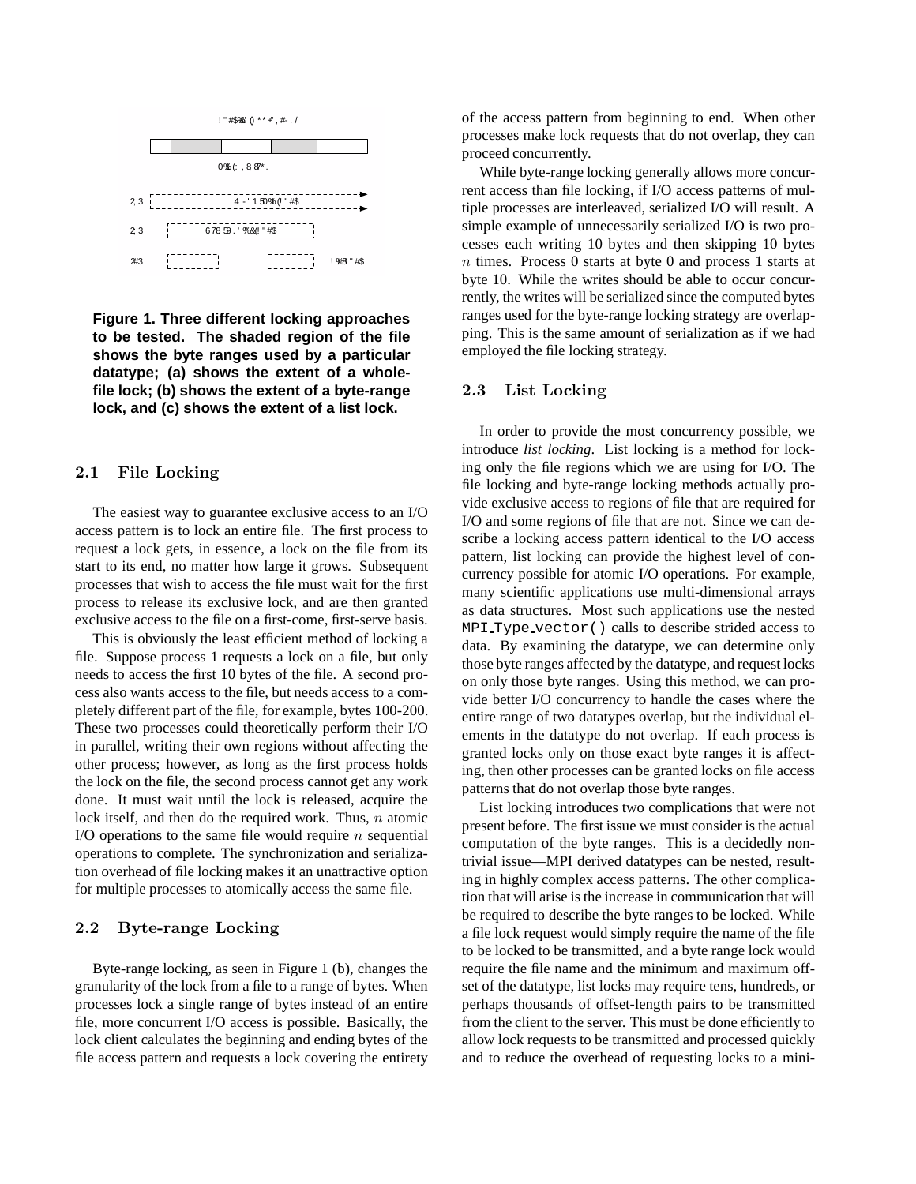**Figure 1. Three different locking approaches to be tested. The shaded region of the file shows the byte ranges used by a particular datatype; (a) shows the extent of a whole-file lock; (b) shows the extent of a byte-range lock, and (c) shows the extent of a list lock.**

### 2.1 File Locking

The easiest way to guarantee exclusive access to an I/O access pattern is to lock an entire file. The first process to request a lock gets, in essence, a lock on the file from its start to its end, no matter how large it grows. Subsequent processes that wish to access the file must wait for the first process to release its exclusive lock, and are then granted exclusive access to the file on a first-come, first-serve basis.

This is obviously the least efficient method of locking a file. Suppose process 1 requests a lock on a file, but only needs to access the first 10 bytes of the file. A second process also wants access to the file, but needs access to a completely different part of the file, for example, bytes 100-200. These two processes could theoretically perform their I/O in parallel, writing their own regions without affecting the other process; however, as long as the first process holds the lock on the file, the second process cannot get any work done. It must wait until the lock is released, acquire the lock itself, and then do the required work. Thus, $n$ atomic I/O operations to the same file would require $n$ sequential operations to complete. The synchronization and serialization overhead of file locking makes it an unattractive option for multiple processes to atomically access the same file.

### 2.2 Byte-range Locking

Byte-range locking, as seen in Figure 1 (b), changes the granularity of the lock from a file to a range of bytes. When processes lock a single range of bytes instead of an entire file, more concurrent I/O access is possible. Basically, the lock client calculates the beginning and ending bytes of the file access pattern and requests a lock covering the entirety of the access pattern from beginning to end. When other processes make lock requests that do not overlap, they can proceed concurrently.

While byte-range locking generally allows more concurrent access than file locking, if I/O access patterns of multiple processes are interleaved, serialized I/O will result. A simple example of unnecessarily serialized I/O is two processes each writing 10 bytes and then skipping 10 bytes $n$ times. Process 0 starts at byte 0 and process 1 starts at byte 10. While the writes should be able to occur concurrently, the writes will be serialized since the computed bytes ranges used for the byte-range locking strategy are overlapping. This is the same amount of serialization as if we had employed the file locking strategy.

### 2.3 List Locking

In order to provide the most concurrency possible, we introduce *list locking*. List locking is a method for locking only the file regions which we are using for I/O. The file locking and byte-range locking methods actually provide exclusive access to regions of file that are required for I/O and some regions of file that are not. Since we can describe a locking access pattern identical to the I/O access pattern, list locking can provide the highest level of concurrency possible for atomic I/O operations. For example, many scientific applications use multi-dimensional arrays as data structures. Most such applications use the nested `MPI_Type_vector()` calls to describe strided access to data. By examining the datatype, we can determine only those byte ranges affected by the datatype, and request locks on only those byte ranges. Using this method, we can provide better I/O concurrency to handle the cases where the entire range of two datatypes overlap, but the individual elements in the datatype do not overlap. If each process is granted locks only on those exact byte ranges it is affecting, then other processes can be granted locks on file access patterns that do not overlap those byte ranges.

List locking introduces two complications that were not present before. The first issue we must consider is the actual computation of the byte ranges. This is a decidedly non-trivial issue—MPI derived datatypes can be nested, resulting in highly complex access patterns. The other complication that will arise is the increase in communication that will be required to describe the byte ranges to be locked. While a file lock request would simply require the name of the file to be locked to be transmitted, and a byte range lock would require the file name and the minimum and maximum offset of the datatype, list locks may require tens, hundreds, or perhaps thousands of offset-length pairs to be transmitted from the client to the server. This must be done efficiently to allow lock requests to be transmitted and processed quickly and to reduce the overhead of requesting locks to a mini-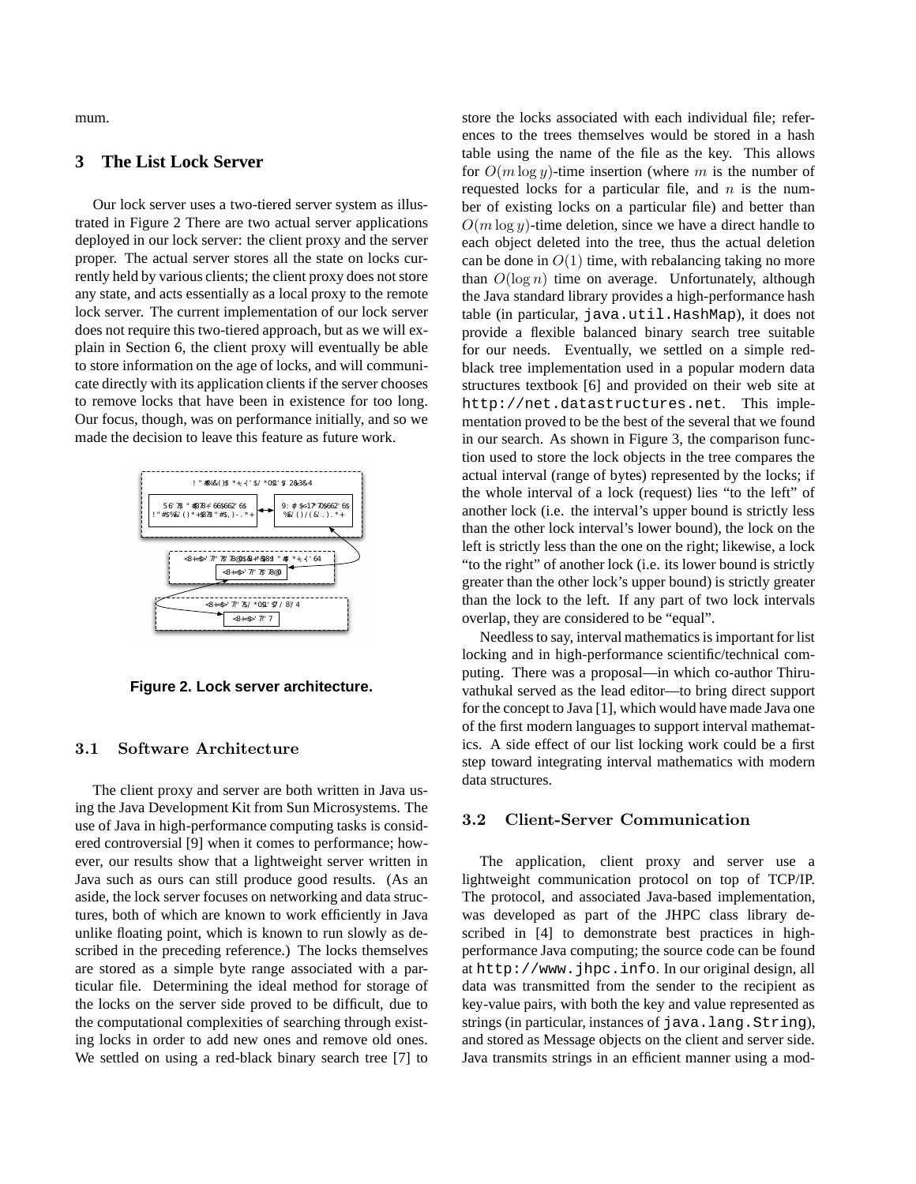mum.

## 3 The List Lock Server

Our lock server uses a two-tiered server system as illustrated in Figure 2 There are two actual server applications deployed in our lock server: the client proxy and the server proper. The actual server stores all the state on locks currently held by various clients; the client proxy does not store any state, and acts essentially as a local proxy to the remote lock server. The current implementation of our lock server does not require this two-tiered approach, but as we will explain in Section 6, the client proxy will eventually be able to store information on the age of locks, and will communicate directly with its application clients if the server chooses to remove locks that have been in existence for too long. Our focus, though, was on performance initially, and so we made the decision to leave this feature as future work.

**Figure 2. Lock server architecture.**

### 3.1 Software Architecture

The client proxy and server are both written in Java using the Java Development Kit from Sun Microsystems. The use of Java in high-performance computing tasks is considered controversial [9] when it comes to performance; however, our results show that a lightweight server written in Java such as ours can still produce good results. (As an aside, the lock server focuses on networking and data structures, both of which are known to work efficiently in Java unlike floating point, which is known to run slowly as described in the preceding reference.) The locks themselves are stored as a simple byte range associated with a particular file. Determining the ideal method for storage of the locks on the server side proved to be difficult, due to the computational complexities of searching through existing locks in order to add new ones and remove old ones. We settled on using a red-black binary search tree [7] to store the locks associated with each individual file; references to the trees themselves would be stored in a hash table using the name of the file as the key. This allows for $O(m \log y)$-time insertion (where $m$ is the number of requested locks for a particular file, and $n$ is the number of existing locks on a particular file) and better than $O(m \log y)$-time deletion, since we have a direct handle to each object deleted into the tree, thus the actual deletion can be done in $O(1)$ time, with rebalancing taking no more than $O(\log n)$ time on average. Unfortunately, although the Java standard library provides a high-performance hash table (in particular, `java.util.HashMap`), it does not provide a flexible balanced binary search tree suitable for our needs. Eventually, we settled on a simple red-black tree implementation used in a popular modern data structures textbook [6] and provided on their web site at `http://net.datastructures.net`. This implementation proved to be the best of the several that we found in our search. As shown in Figure 3, the comparison function used to store the lock objects in the tree compares the actual interval (range of bytes) represented by the locks; if the whole interval of a lock (request) lies "to the left" of another lock (i.e. the interval's upper bound is strictly less than the other lock interval's lower bound), the lock on the left is strictly less than the one on the right; likewise, a lock "to the right" of another lock (i.e. its lower bound is strictly greater than the other lock's upper bound) is strictly greater than the lock to the left. If any part of two lock intervals overlap, they are considered to be "equal".

Needless to say, interval mathematics is important for list locking and in high-performance scientific/technical computing. There was a proposal—in which co-author Thiruvathukal served as the lead editor—to bring direct support for the concept to Java [1], which would have made Java one of the first modern languages to support interval mathematics. A side effect of our list locking work could be a first step toward integrating interval mathematics with modern data structures.

### 3.2 Client-Server Communication

The application, client proxy and server use a lightweight communication protocol on top of TCP/IP. The protocol, and associated Java-based implementation, was developed as part of the JHPC class library described in [4] to demonstrate best practices in high-performance Java computing; the source code can be found at `http://www.jhpc.info`. In our original design, all data was transmitted from the sender to the recipient as key-value pairs, with both the key and value represented as strings (in particular, instances of `java.lang.String`), and stored as Message objects on the client and server side. Java transmits strings in an efficient manner using a mod-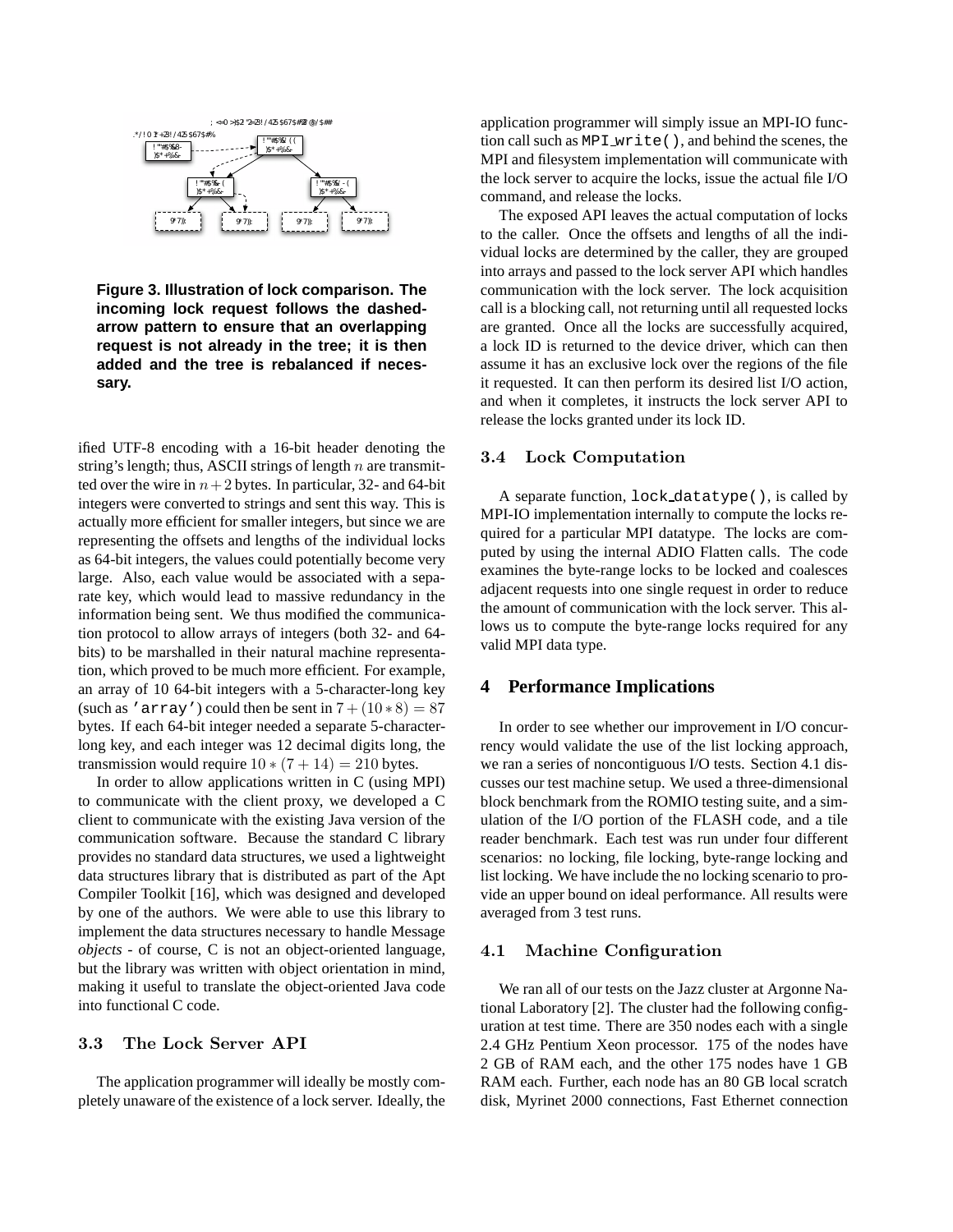**Figure 3. Illustration of lock comparison. The incoming lock request follows the dashed-arrow pattern to ensure that an overlapping request is not already in the tree; it is then added and the tree is rebalanced if necessary.**

ified UTF-8 encoding with a 16-bit header denoting the string's length; thus, ASCII strings of length $n$ are transmitted over the wire in $n+2$ bytes. In particular, 32- and 64-bit integers were converted to strings and sent this way. This is actually more efficient for smaller integers, but since we are representing the offsets and lengths of the individual locks as 64-bit integers, the values could potentially become very large. Also, each value would be associated with a separate key, which would lead to massive redundancy in the information being sent. We thus modified the communication protocol to allow arrays of integers (both 32- and 64-bits) to be marshalled in their natural machine representation, which proved to be much more efficient. For example, an array of 10 64-bit integers with a 5-character-long key (such as `'array'`) could then be sent in $7+(10*8) = 87$ bytes. If each 64-bit integer needed a separate 5-character-long key, and each integer was 12 decimal digits long, the transmission would require $10*(7+14) = 210$ bytes.

In order to allow applications written in C (using MPI) to communicate with the client proxy, we developed a C client to communicate with the existing Java version of the communication software. Because the standard C library provides no standard data structures, we used a lightweight data structures library that is distributed as part of the Apt Compiler Toolkit [16], which was designed and developed by one of the authors. We were able to use this library to implement the data structures necessary to handle Message *objects* - of course, C is not an object-oriented language, but the library was written with object orientation in mind, making it useful to translate the object-oriented Java code into functional C code.

### 3.3 The Lock Server API

The application programmer will ideally be mostly completely unaware of the existence of a lock server. Ideally, the application programmer will simply issue an MPI-IO function call such as `MPI_write()`, and behind the scenes, the MPI and filesystem implementation will communicate with the lock server to acquire the locks, issue the actual file I/O command, and release the locks.

The exposed API leaves the actual computation of locks to the caller. Once the offsets and lengths of all the individual locks are determined by the caller, they are grouped into arrays and passed to the lock server API which handles communication with the lock server. The lock acquisition call is a blocking call, not returning until all requested locks are granted. Once all the locks are successfully acquired, a lock ID is returned to the device driver, which can then assume it has an exclusive lock over the regions of the file it requested. It can then perform its desired list I/O action, and when it completes, it instructs the lock server API to release the locks granted under its lock ID.

### 3.4 Lock Computation

A separate function, `lock_datatype()`, is called by MPI-IO implementation internally to compute the locks required for a particular MPI datatype. The locks are computed by using the internal ADIO Flatten calls. The code examines the byte-range locks to be locked and coalesces adjacent requests into one single request in order to reduce the amount of communication with the lock server. This allows us to compute the byte-range locks required for any valid MPI data type.

## 4 Performance Implications

In order to see whether our improvement in I/O concurrency would validate the use of the list locking approach, we ran a series of noncontiguous I/O tests. Section 4.1 discusses our test machine setup. We used a three-dimensional block benchmark from the ROMIO testing suite, and a simulation of the I/O portion of the FLASH code, and a tile reader benchmark. Each test was run under four different scenarios: no locking, file locking, byte-range locking and list locking. We have include the no locking scenario to provide an upper bound on ideal performance. All results were averaged from 3 test runs.

### 4.1 Machine Configuration

We ran all of our tests on the Jazz cluster at Argonne National Laboratory [2]. The cluster had the following configuration at test time. There are 350 nodes each with a single 2.4 GHz Pentium Xeon processor. 175 of the nodes have 2 GB of RAM each, and the other 175 nodes have 1 GB RAM each. Further, each node has an 80 GB local scratch disk, Myrinet 2000 connections, Fast Ethernet connection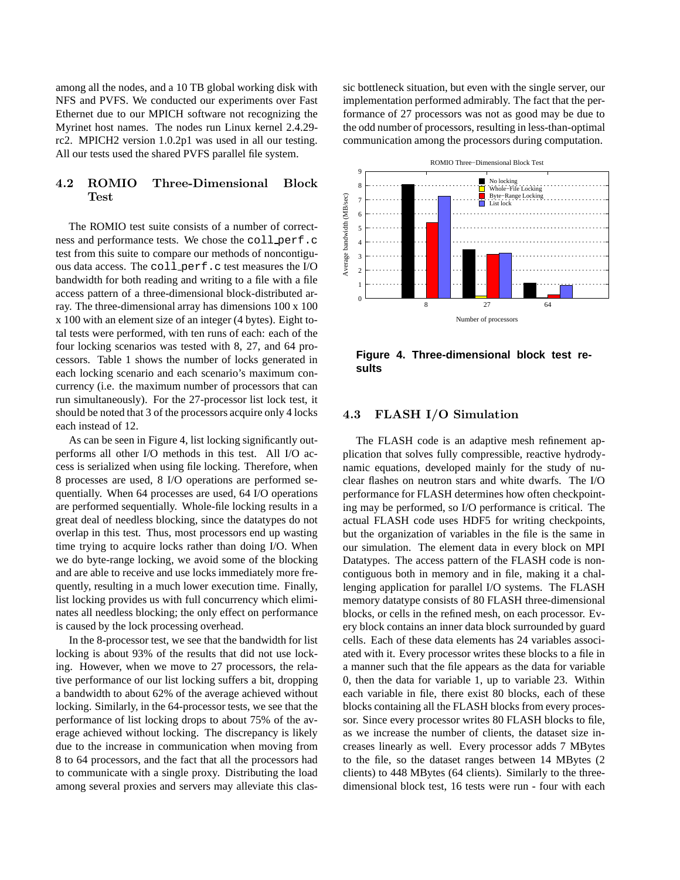among all the nodes, and a 10 TB global working disk with NFS and PVFS. We conducted our experiments over Fast Ethernet due to our MPICH software not recognizing the Myrinet host names. The nodes run Linux kernel 2.4.29-rc2. MPICH2 version 1.0.2p1 was used in all our testing. All our tests used the shared PVFS parallel file system.

## 4.2 ROMIO Three-Dimensional Block Test

The ROMIO test suite consists of a number of correctness and performance tests. We chose the coll_perf.c test from this suite to compare our methods of noncontiguous data access. The coll_perf.c test measures the I/O bandwidth for both reading and writing to a file with a file access pattern of a three-dimensional block-distributed array. The three-dimensional array has dimensions 100 x 100 x 100 with an element size of an integer (4 bytes). Eight total tests were performed, with ten runs of each: each of the four locking scenarios was tested with 8, 27, and 64 processors. Table 1 shows the number of locks generated in each locking scenario and each scenario's maximum concurrency (i.e. the maximum number of processors that can run simultaneously). For the 27-processor list lock test, it should be noted that 3 of the processors acquire only 4 locks each instead of 12.

As can be seen in Figure 4, list locking significantly outperforms all other I/O methods in this test. All I/O access is serialized when using file locking. Therefore, when 8 processes are used, 8 I/O operations are performed sequentially. When 64 processes are used, 64 I/O operations are performed sequentially. Whole-file locking results in a great deal of needless blocking, since the datatypes do not overlap in this test. Thus, most processors end up wasting time trying to acquire locks rather than doing I/O. When we do byte-range locking, we avoid some of the blocking and are able to receive and use locks immediately more frequently, resulting in a much lower execution time. Finally, list locking provides us with full concurrency which eliminates all needless blocking; the only effect on performance is caused by the lock processing overhead.

In the 8-processor test, we see that the bandwidth for list locking is about 93% of the results that did not use locking. However, when we move to 27 processors, the relative performance of our list locking suffers a bit, dropping a bandwidth to about 62% of the average achieved without locking. Similarly, in the 64-processor tests, we see that the performance of list locking drops to about 75% of the average achieved without locking. The discrepancy is likely due to the increase in communication when moving from 8 to 64 processors, and the fact that all the processors had to communicate with a single proxy. Distributing the load among several proxies and servers may alleviate this classic bottleneck situation, but even with the single server, our implementation performed admirably. The fact that the performance of 27 processors was not as good may be due to the odd number of processors, resulting in less-than-optimal communication among the processors during computation.

**Figure 4. Three-dimensional block test results**

## 4.3 FLASH I/O Simulation

The FLASH code is an adaptive mesh refinement application that solves fully compressible, reactive hydrodynamic equations, developed mainly for the study of nuclear flashes on neutron stars and white dwarfs. The I/O performance for FLASH determines how often checkpointing may be performed, so I/O performance is critical. The actual FLASH code uses HDF5 for writing checkpoints, but the organization of variables in the file is the same in our simulation. The element data in every block on MPI Datatypes. The access pattern of the FLASH code is noncontiguous both in memory and in file, making it a challenging application for parallel I/O systems. The FLASH memory datatype consists of 80 FLASH three-dimensional blocks, or cells in the refined mesh, on each processor. Every block contains an inner data block surrounded by guard cells. Each of these data elements has 24 variables associated with it. Every processor writes these blocks to a file in a manner such that the file appears as the data for variable 0, then the data for variable 1, up to variable 23. Within each variable in file, there exist 80 blocks, each of these blocks containing all the FLASH blocks from every processor. Since every processor writes 80 FLASH blocks to file, as we increase the number of clients, the dataset size increases linearly as well. Every processor adds 7 MBytes to the file, so the dataset ranges between 14 MBytes (2 clients) to 448 MBytes (64 clients). Similarly to the three-dimensional block test, 16 tests were run - four with each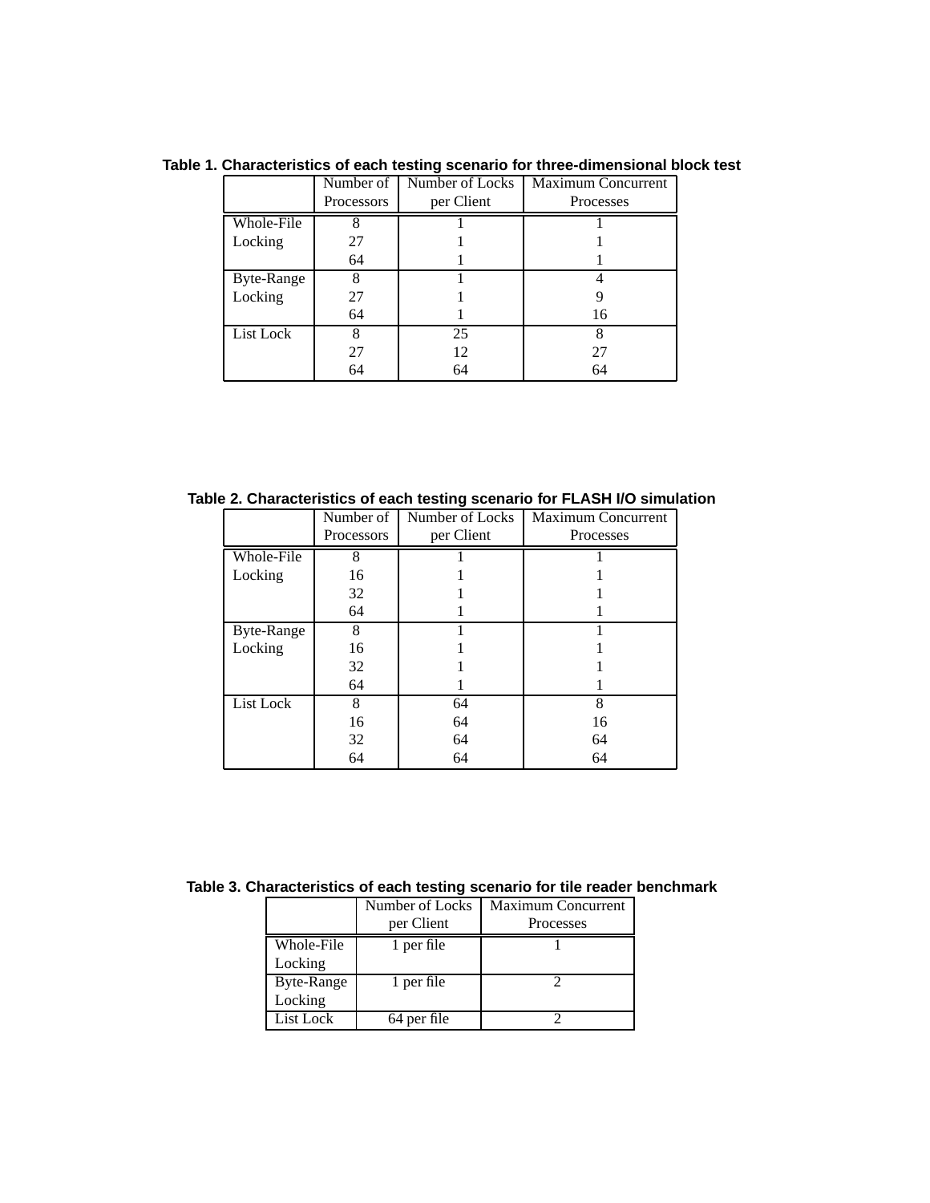**Table 1. Characteristics of each testing scenario for three-dimensional block test**

| | Number of Processors | Number of Locks per Client | Maximum Concurrent Processes |
|---|---|---|---|
| Whole-File Locking | 8 | 1 | 1 |
| | 27 | 1 | 1 |
| | 64 | 1 | 1 |
| Byte-Range Locking | 8 | 1 | 4 |
| | 27 | 1 | 9 |
| | 64 | 1 | 16 |
| List Lock | 8 | 25 | 8 |
| | 27 | 12 | 27 |
| | 64 | 64 | 64 |

**Table 2. Characteristics of each testing scenario for FLASH I/O simulation**

| | Number of Processors | Number of Locks per Client | Maximum Concurrent Processes |
|---|---|---|---|
| Whole-File Locking | 8 | 1 | 1 |
| | 16 | 1 | 1 |
| | 32 | 1 | 1 |
| | 64 | 1 | 1 |
| Byte-Range Locking | 8 | 1 | 1 |
| | 16 | 1 | 1 |
| | 32 | 1 | 1 |
| | 64 | 1 | 1 |
| List Lock | 8 | 64 | 8 |
| | 16 | 64 | 16 |
| | 32 | 64 | 64 |
| | 64 | 64 | 64 |

**Table 3. Characteristics of each testing scenario for tile reader benchmark**

| | Number of Locks per Client | Maximum Concurrent Processes |
|---|---|---|
| Whole-File Locking | 1 per file | 1 |
| Byte-Range Locking | 1 per file | 2 |
| List Lock | 64 per file | 2 |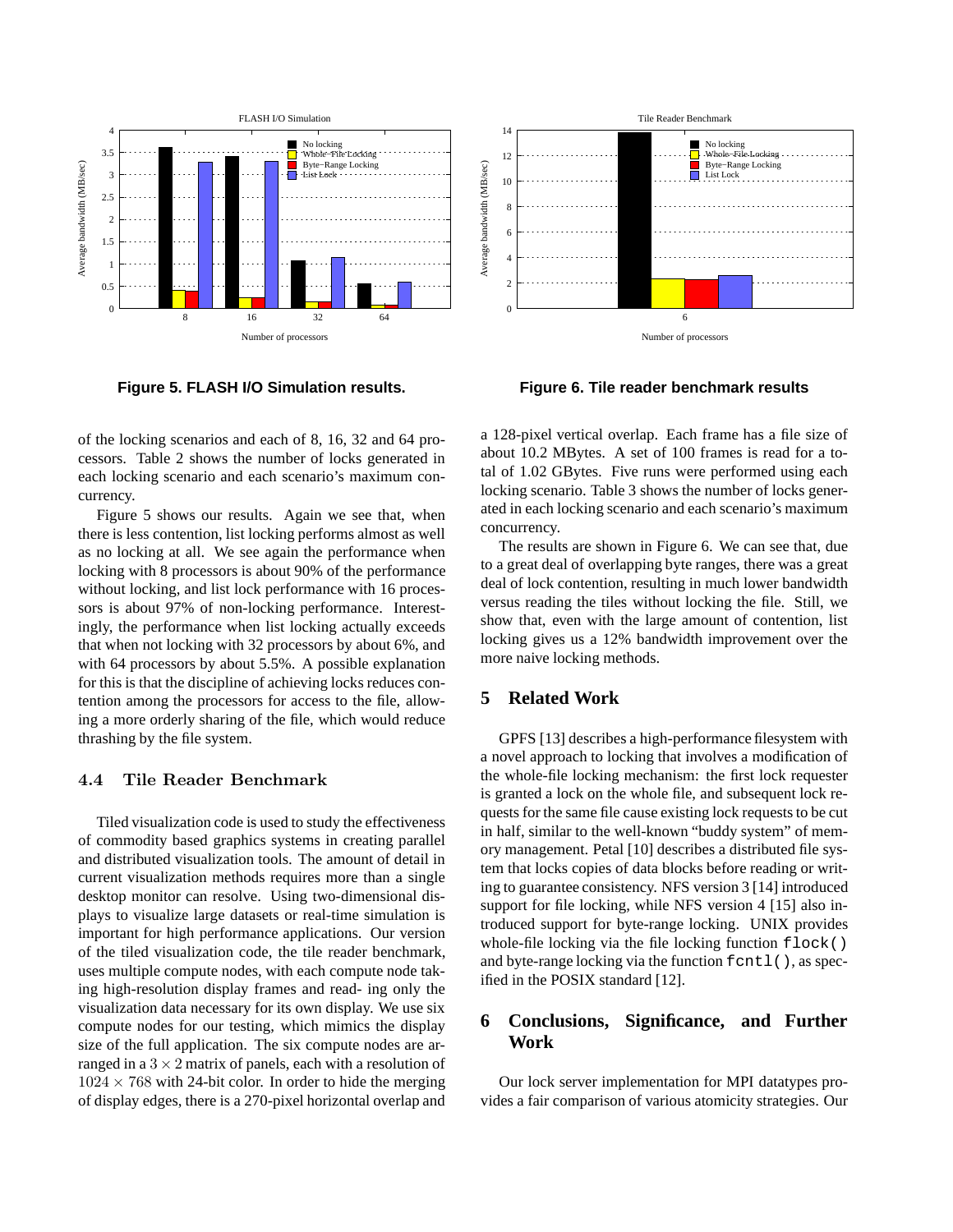**Figure 5. FLASH I/O Simulation results.**

**Figure 6. Tile reader benchmark results**

of the locking scenarios and each of 8, 16, 32 and 64 processors. Table 2 shows the number of locks generated in each locking scenario and each scenario's maximum concurrency.

Figure 5 shows our results. Again we see that, when there is less contention, list locking performs almost as well as no locking at all. We see again the performance when locking with 8 processors is about 90% of the performance without locking, and list lock performance with 16 processors is about 97% of non-locking performance. Interestingly, the performance when list locking actually exceeds that when not locking with 32 processors by about 6%, and with 64 processors by about 5.5%. A possible explanation for this is that the discipline of achieving locks reduces contention among the processors for access to the file, allowing a more orderly sharing of the file, which would reduce thrashing by the file system.

### 4.4 Tile Reader Benchmark

Tiled visualization code is used to study the effectiveness of commodity based graphics systems in creating parallel and distributed visualization tools. The amount of detail in current visualization methods requires more than a single desktop monitor can resolve. Using two-dimensional displays to visualize large datasets or real-time simulation is important for high performance applications. Our version of the tiled visualization code, the tile reader benchmark, uses multiple compute nodes, with each compute node taking high-resolution display frames and read- ing only the visualization data necessary for its own display. We use six compute nodes for our testing, which mimics the display size of the full application. The six compute nodes are arranged in a $3 \times 2$ matrix of panels, each with a resolution of $1024 \times 768$ with 24-bit color. In order to hide the merging of display edges, there is a 270-pixel horizontal overlap and a 128-pixel vertical overlap. Each frame has a file size of about 10.2 MBytes. A set of 100 frames is read for a total of 1.02 GBytes. Five runs were performed using each locking scenario. Table 3 shows the number of locks generated in each locking scenario and each scenario's maximum concurrency.

The results are shown in Figure 6. We can see that, due to a great deal of overlapping byte ranges, there was a great deal of lock contention, resulting in much lower bandwidth versus reading the tiles without locking the file. Still, we show that, even with the large amount of contention, list locking gives us a 12% bandwidth improvement over the more naive locking methods.

## 5 Related Work

GPFS [13] describes a high-performance filesystem with a novel approach to locking that involves a modification of the whole-file locking mechanism: the first lock requester is granted a lock on the whole file, and subsequent lock requests for the same file cause existing lock requests to be cut in half, similar to the well-known "buddy system" of memory management. Petal [10] describes a distributed file system that locks copies of data blocks before reading or writing to guarantee consistency. NFS version 3 [14] introduced support for file locking, while NFS version 4 [15] also introduced support for byte-range locking. UNIX provides whole-file locking via the file locking function `flock()` and byte-range locking via the function `fcntl()`, as specified in the POSIX standard [12].

## 6 Conclusions, Significance, and Further Work

Our lock server implementation for MPI datatypes provides a fair comparison of various atomicity strategies. Our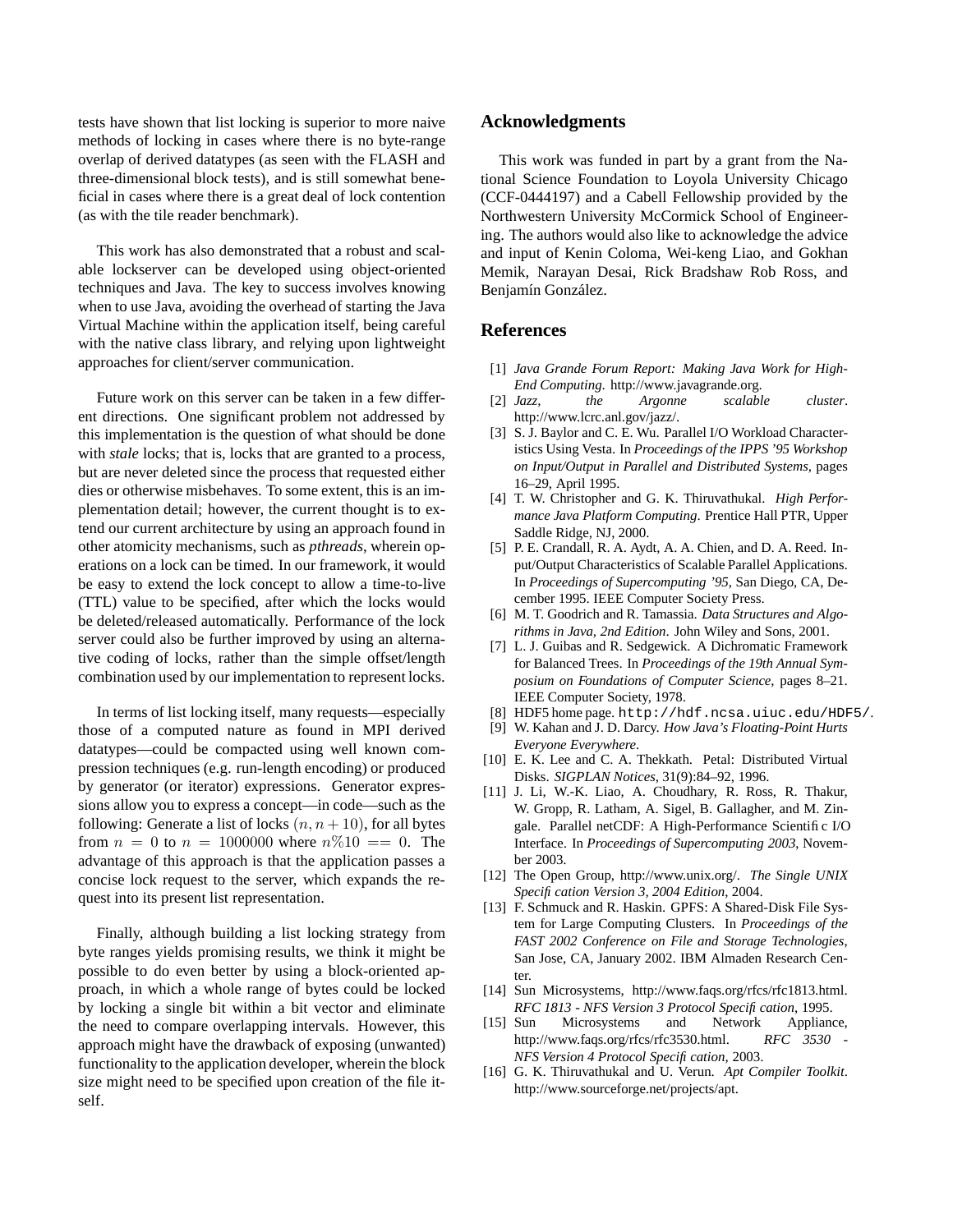tests have shown that list locking is superior to more naive methods of locking in cases where there is no byte-range overlap of derived datatypes (as seen with the FLASH and three-dimensional block tests), and is still somewhat beneficial in cases where there is a great deal of lock contention (as with the tile reader benchmark).

This work has also demonstrated that a robust and scalable lockserver can be developed using object-oriented techniques and Java. The key to success involves knowing when to use Java, avoiding the overhead of starting the Java Virtual Machine within the application itself, being careful with the native class library, and relying upon lightweight approaches for client/server communication.

Future work on this server can be taken in a few different directions. One significant problem not addressed by this implementation is the question of what should be done with *stale* locks; that is, locks that are granted to a process, but are never deleted since the process that requested either dies or otherwise misbehaves. To some extent, this is an implementation detail; however, the current thought is to extend our current architecture by using an approach found in other atomicity mechanisms, such as *pthreads*, wherein operations on a lock can be timed. In our framework, it would be easy to extend the lock concept to allow a time-to-live (TTL) value to be specified, after which the locks would be deleted/released automatically. Performance of the lock server could also be further improved by using an alternative coding of locks, rather than the simple offset/length combination used by our implementation to represent locks.

In terms of list locking itself, many requests—especially those of a computed nature as found in MPI derived datatypes—could be compacted using well known compression techniques (e.g. run-length encoding) or produced by generator (or iterator) expressions. Generator expressions allow you to express a concept—in code—such as the following: Generate a list of locks $(n, n + 10)$, for all bytes from $n = 0$ to $n = 1000000$ where $n\%10 == 0$. The advantage of this approach is that the application passes a concise lock request to the server, which expands the request into its present list representation.

Finally, although building a list locking strategy from byte ranges yields promising results, we think it might be possible to do even better by using a block-oriented approach, in which a whole range of bytes could be locked by locking a single bit within a bit vector and eliminate the need to compare overlapping intervals. However, this approach might have the drawback of exposing (unwanted) functionality to the application developer, wherein the block size might need to be specified upon creation of the file itself.

## Acknowledgments

This work was funded in part by a grant from the National Science Foundation to Loyola University Chicago (CCF-0444197) and a Cabell Fellowship provided by the Northwestern University McCormick School of Engineering. The authors would also like to acknowledge the advice and input of Kenin Coloma, Wei-keng Liao, and Gokhan Memik, Narayan Desai, Rick Bradshaw Rob Ross, and Benjamín González.

## References

[1] *Java Grande Forum Report: Making Java Work for High-End Computing*. http://www.javagrande.org.

[2] *Jazz, the Argonne scalable cluster*. http://www.lcrc.anl.gov/jazz/.

[3] S. J. Baylor and C. E. Wu. Parallel I/O Workload Characteristics Using Vesta. In *Proceedings of the IPPS '95 Workshop on Input/Output in Parallel and Distributed Systems*, pages 16–29, April 1995.

[4] T. W. Christopher and G. K. Thiruvathukal. *High Performance Java Platform Computing*. Prentice Hall PTR, Upper Saddle Ridge, NJ, 2000.

[5] P. E. Crandall, R. A. Aydt, A. A. Chien, and D. A. Reed. Input/Output Characteristics of Scalable Parallel Applications. In *Proceedings of Supercomputing '95*, San Diego, CA, December 1995. IEEE Computer Society Press.

[6] M. T. Goodrich and R. Tamassia. *Data Structures and Algorithms in Java, 2nd Edition*. John Wiley and Sons, 2001.

[7] L. J. Guibas and R. Sedgewick. A Dichromatic Framework for Balanced Trees. In *Proceedings of the 19th Annual Symposium on Foundations of Computer Science*, pages 8–21. IEEE Computer Society, 1978.

[8] HDF5 home page. `http://hdf.ncsa.uiuc.edu/HDF5/`.

[9] W. Kahan and J. D. Darcy. *How Java's Floating-Point Hurts Everyone Everywhere*.

[10] E. K. Lee and C. A. Thekkath. Petal: Distributed Virtual Disks. *SIGPLAN Notices*, 31(9):84–92, 1996.

[11] J. Li, W.-K. Liao, A. Choudhary, R. Ross, R. Thakur, W. Gropp, R. Latham, A. Sigel, B. Gallagher, and M. Zingale. Parallel netCDF: A High-Performance Scientific I/O Interface. In *Proceedings of Supercomputing 2003*, November 2003.

[12] The Open Group, http://www.unix.org/. *The Single UNIX Specification Version 3, 2004 Edition*, 2004.

[13] F. Schmuck and R. Haskin. GPFS: A Shared-Disk File System for Large Computing Clusters. In *Proceedings of the FAST 2002 Conference on File and Storage Technologies*, San Jose, CA, January 2002. IBM Almaden Research Center.

[14] Sun Microsystems, http://www.faqs.org/rfcs/rfc1813.html. *RFC 1813 - NFS Version 3 Protocol Specification*, 1995.

[15] Sun Microsystems and Network Appliance, http://www.faqs.org/rfcs/rfc3530.html. *RFC 3530 - NFS Version 4 Protocol Specification*, 2003.

[16] G. K. Thiruvathukal and U. Verun. *Apt Compiler Toolkit*. http://www.sourceforge.net/projects/apt.